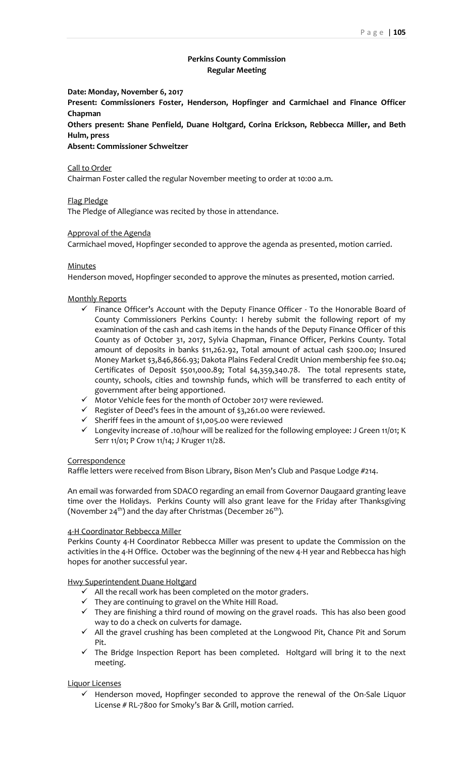**Perkins County Commission**
**Regular Meeting**

**Date: Monday, November 6, 2017**
**Present: Commissioners Foster, Henderson, Hopfinger and Carmichael and Finance Officer Chapman**
**Others present: Shane Penfield, Duane Holtgard, Corina Erickson, Rebbecca Miller, and Beth Hulm, press**
**Absent: Commissioner Schweitzer**

Call to Order
Chairman Foster called the regular November meeting to order at 10:00 a.m.

Flag Pledge
The Pledge of Allegiance was recited by those in attendance.

Approval of the Agenda
Carmichael moved, Hopfinger seconded to approve the agenda as presented, motion carried.

Minutes
Henderson moved, Hopfinger seconded to approve the minutes as presented, motion carried.

Monthly Reports

- ✓ Finance Officer's Account with the Deputy Finance Officer - To the Honorable Board of County Commissioners Perkins County: I hereby submit the following report of my examination of the cash and cash items in the hands of the Deputy Finance Officer of this County as of October 31, 2017, Sylvia Chapman, Finance Officer, Perkins County. Total amount of deposits in banks $11,262.92, Total amount of actual cash $200.00; Insured Money Market $3,846,866.93; Dakota Plains Federal Credit Union membership fee $10.04; Certificates of Deposit $501,000.89; Total $4,359,340.78. The total represents state, county, schools, cities and township funds, which will be transferred to each entity of government after being apportioned.
- ✓ Motor Vehicle fees for the month of October 2017 were reviewed.
- ✓ Register of Deed's fees in the amount of $3,261.00 were reviewed.
- ✓ Sheriff fees in the amount of $1,005.00 were reviewed
- ✓ Longevity increase of .10/hour will be realized for the following employee: J Green 11/01; K Serr 11/01; P Crow 11/14; J Kruger 11/28.

Correspondence
Raffle letters were received from Bison Library, Bison Men's Club and Pasque Lodge #214.

An email was forwarded from SDACO regarding an email from Governor Daugaard granting leave time over the Holidays. Perkins County will also grant leave for the Friday after Thanksgiving (November 24th) and the day after Christmas (December 26th).

4-H Coordinator Rebbecca Miller
Perkins County 4-H Coordinator Rebbecca Miller was present to update the Commission on the activities in the 4-H Office. October was the beginning of the new 4-H year and Rebbecca has high hopes for another successful year.

Hwy Superintendent Duane Holtgard

- ✓ All the recall work has been completed on the motor graders.
- ✓ They are continuing to gravel on the White Hill Road.
- ✓ They are finishing a third round of mowing on the gravel roads. This has also been good way to do a check on culverts for damage.
- ✓ All the gravel crushing has been completed at the Longwood Pit, Chance Pit and Sorum Pit.
- ✓ The Bridge Inspection Report has been completed. Holtgard will bring it to the next meeting.

Liquor Licenses

- ✓ Henderson moved, Hopfinger seconded to approve the renewal of the On-Sale Liquor License # RL-7800 for Smoky's Bar & Grill, motion carried.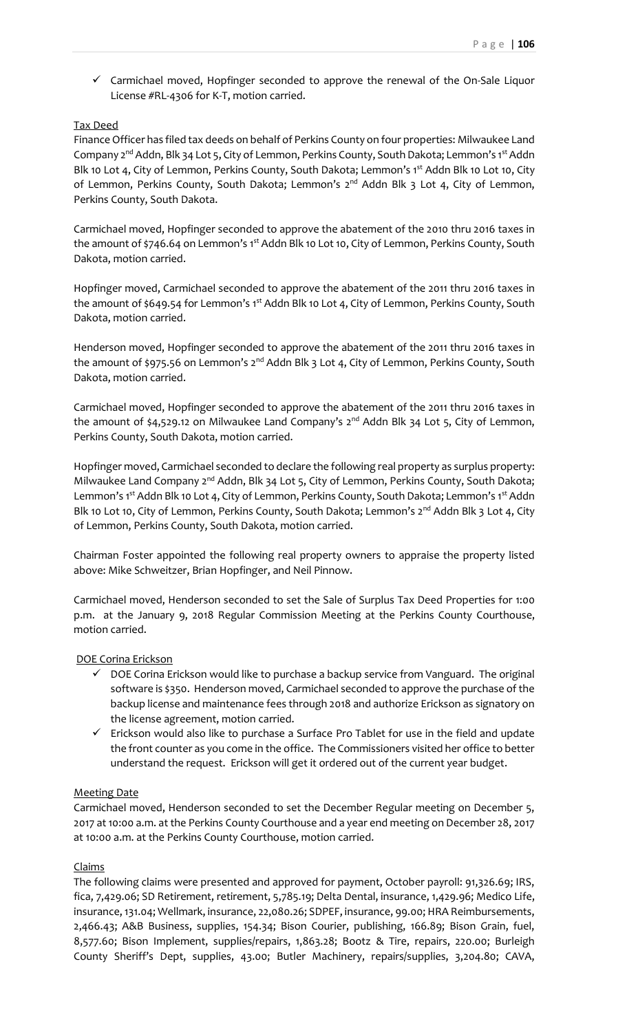- ✓ Carmichael moved, Hopfinger seconded to approve the renewal of the On-Sale Liquor License #RL-4306 for K-T, motion carried.

Tax Deed

Finance Officer has filed tax deeds on behalf of Perkins County on four properties: Milwaukee Land Company 2nd Addn, Blk 34 Lot 5, City of Lemmon, Perkins County, South Dakota; Lemmon's 1st Addn Blk 10 Lot 4, City of Lemmon, Perkins County, South Dakota; Lemmon's 1st Addn Blk 10 Lot 10, City of Lemmon, Perkins County, South Dakota; Lemmon's 2nd Addn Blk 3 Lot 4, City of Lemmon, Perkins County, South Dakota.

Carmichael moved, Hopfinger seconded to approve the abatement of the 2010 thru 2016 taxes in the amount of $746.64 on Lemmon's 1st Addn Blk 10 Lot 10, City of Lemmon, Perkins County, South Dakota, motion carried.

Hopfinger moved, Carmichael seconded to approve the abatement of the 2011 thru 2016 taxes in the amount of $649.54 for Lemmon's 1st Addn Blk 10 Lot 4, City of Lemmon, Perkins County, South Dakota, motion carried.

Henderson moved, Hopfinger seconded to approve the abatement of the 2011 thru 2016 taxes in the amount of $975.56 on Lemmon's 2nd Addn Blk 3 Lot 4, City of Lemmon, Perkins County, South Dakota, motion carried.

Carmichael moved, Hopfinger seconded to approve the abatement of the 2011 thru 2016 taxes in the amount of $4,529.12 on Milwaukee Land Company's 2nd Addn Blk 34 Lot 5, City of Lemmon, Perkins County, South Dakota, motion carried.

Hopfinger moved, Carmichael seconded to declare the following real property as surplus property: Milwaukee Land Company 2nd Addn, Blk 34 Lot 5, City of Lemmon, Perkins County, South Dakota; Lemmon's 1st Addn Blk 10 Lot 4, City of Lemmon, Perkins County, South Dakota; Lemmon's 1st Addn Blk 10 Lot 10, City of Lemmon, Perkins County, South Dakota; Lemmon's 2nd Addn Blk 3 Lot 4, City of Lemmon, Perkins County, South Dakota, motion carried.

Chairman Foster appointed the following real property owners to appraise the property listed above: Mike Schweitzer, Brian Hopfinger, and Neil Pinnow.

Carmichael moved, Henderson seconded to set the Sale of Surplus Tax Deed Properties for 1:00 p.m. at the January 9, 2018 Regular Commission Meeting at the Perkins County Courthouse, motion carried.

DOE Corina Erickson

- ✓ DOE Corina Erickson would like to purchase a backup service from Vanguard. The original software is $350. Henderson moved, Carmichael seconded to approve the purchase of the backup license and maintenance fees through 2018 and authorize Erickson as signatory on the license agreement, motion carried.
- ✓ Erickson would also like to purchase a Surface Pro Tablet for use in the field and update the front counter as you come in the office. The Commissioners visited her office to better understand the request. Erickson will get it ordered out of the current year budget.

Meeting Date

Carmichael moved, Henderson seconded to set the December Regular meeting on December 5, 2017 at 10:00 a.m. at the Perkins County Courthouse and a year end meeting on December 28, 2017 at 10:00 a.m. at the Perkins County Courthouse, motion carried.

Claims

The following claims were presented and approved for payment, October payroll: 91,326.69; IRS, fica, 7,429.06; SD Retirement, retirement, 5,785.19; Delta Dental, insurance, 1,429.96; Medico Life, insurance, 131.04; Wellmark, insurance, 22,080.26; SDPEF, insurance, 99.00; HRA Reimbursements, 2,466.43; A&B Business, supplies, 154.34; Bison Courier, publishing, 166.89; Bison Grain, fuel, 8,577.60; Bison Implement, supplies/repairs, 1,863.28; Bootz & Tire, repairs, 220.00; Burleigh County Sheriff's Dept, supplies, 43.00; Butler Machinery, repairs/supplies, 3,204.80; CAVA,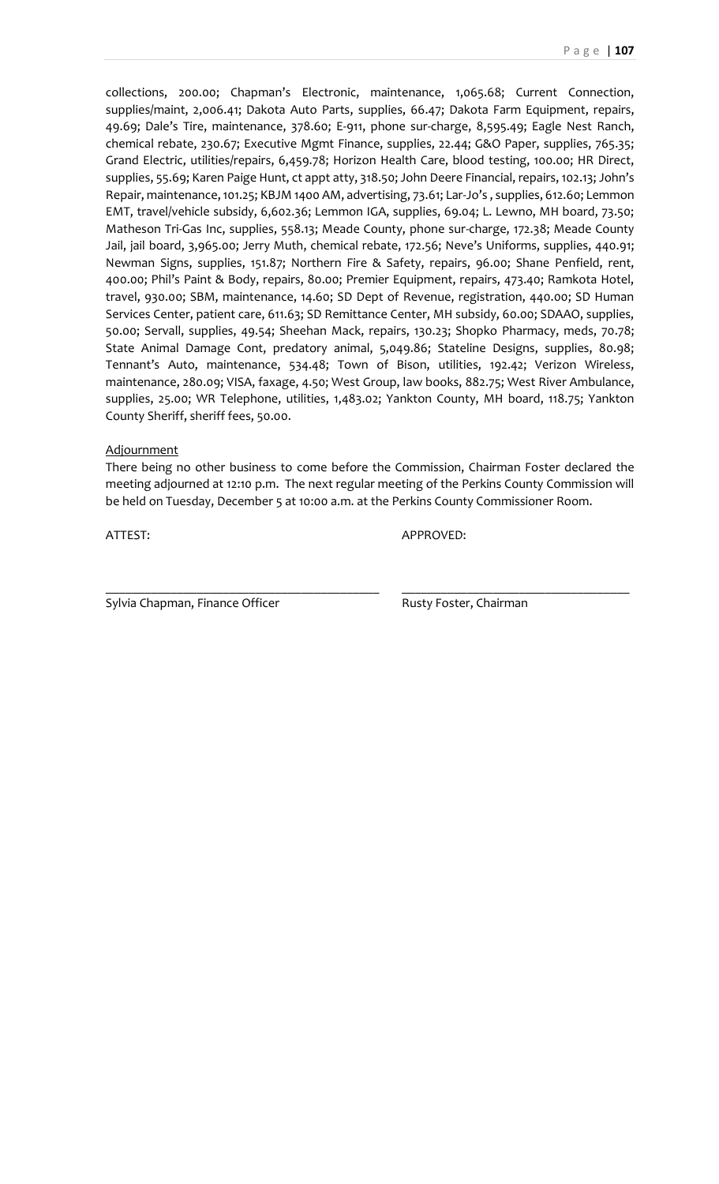collections, 200.00; Chapman's Electronic, maintenance, 1,065.68; Current Connection, supplies/maint, 2,006.41; Dakota Auto Parts, supplies, 66.47; Dakota Farm Equipment, repairs, 49.69; Dale's Tire, maintenance, 378.60; E-911, phone sur-charge, 8,595.49; Eagle Nest Ranch, chemical rebate, 230.67; Executive Mgmt Finance, supplies, 22.44; G&O Paper, supplies, 765.35; Grand Electric, utilities/repairs, 6,459.78; Horizon Health Care, blood testing, 100.00; HR Direct, supplies, 55.69; Karen Paige Hunt, ct appt atty, 318.50; John Deere Financial, repairs, 102.13; John's Repair, maintenance, 101.25; KBJM 1400 AM, advertising, 73.61; Lar-Jo's , supplies, 612.60; Lemmon EMT, travel/vehicle subsidy, 6,602.36; Lemmon IGA, supplies, 69.04; L. Lewno, MH board, 73.50; Matheson Tri-Gas Inc, supplies, 558.13; Meade County, phone sur-charge, 172.38; Meade County Jail, jail board, 3,965.00; Jerry Muth, chemical rebate, 172.56; Neve's Uniforms, supplies, 440.91; Newman Signs, supplies, 151.87; Northern Fire & Safety, repairs, 96.00; Shane Penfield, rent, 400.00; Phil's Paint & Body, repairs, 80.00; Premier Equipment, repairs, 473.40; Ramkota Hotel, travel, 930.00; SBM, maintenance, 14.60; SD Dept of Revenue, registration, 440.00; SD Human Services Center, patient care, 611.63; SD Remittance Center, MH subsidy, 60.00; SDAAO, supplies, 50.00; Servall, supplies, 49.54; Sheehan Mack, repairs, 130.23; Shopko Pharmacy, meds, 70.78; State Animal Damage Cont, predatory animal, 5,049.86; Stateline Designs, supplies, 80.98; Tennant's Auto, maintenance, 534.48; Town of Bison, utilities, 192.42; Verizon Wireless, maintenance, 280.09; VISA, faxage, 4.50; West Group, law books, 882.75; West River Ambulance, supplies, 25.00; WR Telephone, utilities, 1,483.02; Yankton County, MH board, 118.75; Yankton County Sheriff, sheriff fees, 50.00.

Adjournment

There being no other business to come before the Commission, Chairman Foster declared the meeting adjourned at 12:10 p.m. The next regular meeting of the Perkins County Commission will be held on Tuesday, December 5 at 10:00 a.m. at the Perkins County Commissioner Room.

ATTEST: APPROVED:

_______________________________ _______________________________

Sylvia Chapman, Finance Officer Rusty Foster, Chairman